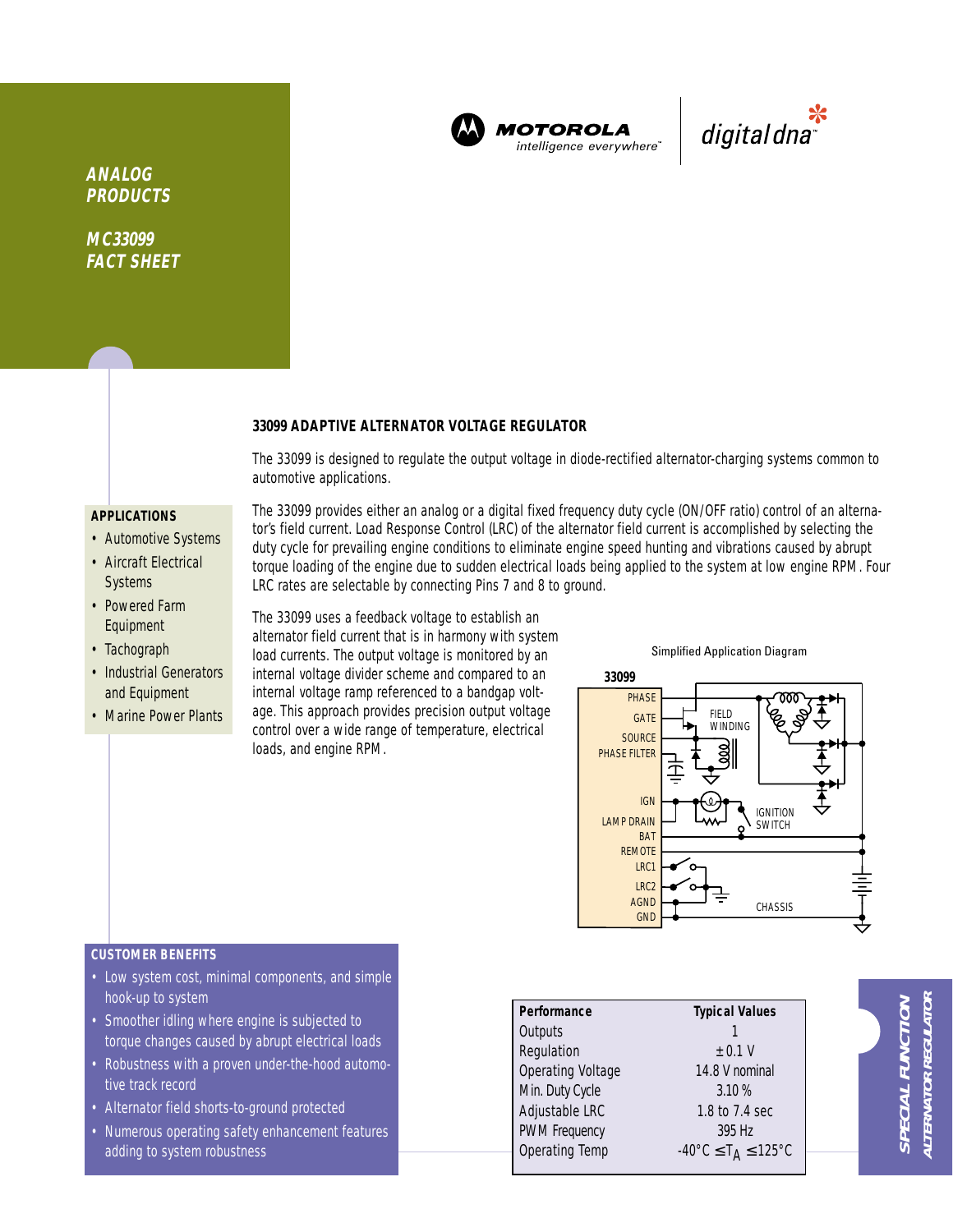**ANALOG PRODUCTS**

**MC33099 FACT SHEET**

MOTOROLA *intelligence everywhere*™ | digital dna™

## 33099 ADAPTIVE ALTERNATOR VOLTAGE REGULATOR

The 33099 is designed to regulate the output voltage in diode-rectified alternator-charging systems common to automotive applications.

The 33099 provides either an analog or a digital fixed frequency duty cycle (ON/OFF ratio) control of an alternator's field current. Load Response Control (LRC) of the alternator field current is accomplished by selecting the duty cycle for prevailing engine conditions to eliminate engine speed hunting and vibrations caused by abrupt torque loading of the engine due to sudden electrical loads being applied to the system at low engine RPM. Four LRC rates are selectable by connecting Pins 7 and 8 to ground.

The 33099 uses a feedback voltage to establish an alternator field current that is in harmony with system load currents. The output voltage is monitored by an internal voltage divider scheme and compared to an internal voltage ramp referenced to a bandgap voltage. This approach provides precision output voltage control over a wide range of temperature, electrical loads, and engine RPM.

### APPLICATIONS

- Automotive Systems
- Aircraft Electrical Systems
- Powered Farm Equipment
- Tachograph
- Industrial Generators and Equipment
- Marine Power Plants

Simplified Application Diagram

33099 — PHASE, GATE, SOURCE, PHASE FILTER, IGN, LAMP DRAIN, BAT, REMOTE, LRC1, LRC2, AGND, GND; FIELD WINDING; IGNITION SWITCH; CHASSIS

### CUSTOMER BENEFITS

- Low system cost, minimal components, and simple hook-up to system
- Smoother idling where engine is subjected to torque changes caused by abrupt electrical loads
- Robustness with a proven under-the-hood automotive track record
- Alternator field shorts-to-ground protected
- Numerous operating safety enhancement features adding to system robustness

| Performance | Typical Values |
|---|---|
| Outputs | 1 |
| Regulation | ±0.1 V |
| Operating Voltage | 14.8 V nominal |
| Min. Duty Cycle | 3.10 % |
| Adjustable LRC | 1.8 to 7.4 sec |
| PWM Frequency | 395 Hz |
| Operating Temp | $-40°C \leq T_A \leq 125°C$ |

**SPECIAL FUNCTION**
**ALTERNATOR REGULATOR**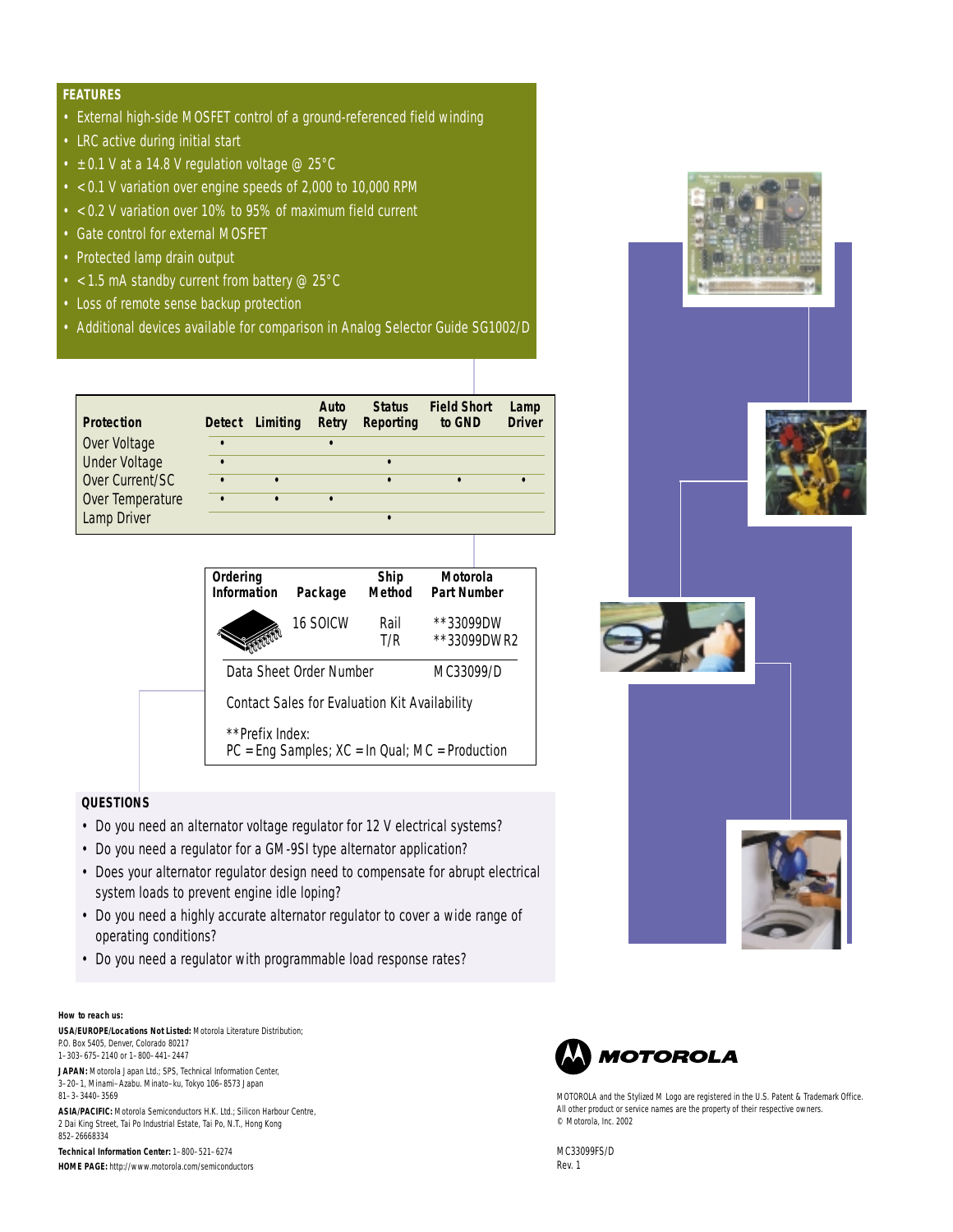## FEATURES

- External high-side MOSFET control of a ground-referenced field winding
- LRC active during initial start
- ± 0.1 V at a 14.8 V regulation voltage @ 25°C
- < 0.1 V variation over engine speeds of 2,000 to 10,000 RPM
- < 0.2 V variation over 10% to 95% of maximum field current
- Gate control for external MOSFET
- Protected lamp drain output
- < 1.5 mA standby current from battery @ 25°C
- Loss of remote sense backup protection
- Additional devices available for comparison in Analog Selector Guide SG1002/D

| Protection | Detect | Limiting | Auto Retry | Status Reporting | Field Short to GND | Lamp Driver |
|---|---|---|---|---|---|---|
| Over Voltage | • | | • | | | |
| Under Voltage | • | | | • | | |
| Over Current/SC | • | • | | • | • | • |
| Over Temperature | • | • | • | | | |
| Lamp Driver | | | | • | | |

| Ordering Information | Package | Ship Method | Motorola Part Number |
|---|---|---|---|
| | 16 SOICW | Rail | **33099DW |
| | | T/R | **33099DWR2 |

Data Sheet Order Number MC33099/D

Contact Sales for Evaluation Kit Availability

**Prefix Index:
PC = Eng Samples; XC = In Qual; MC = Production

## QUESTIONS

- Do you need an alternator voltage regulator for 12 V electrical systems?
- Do you need a regulator for a GM-9SI type alternator application?
- Does your alternator regulator design need to compensate for abrupt electrical system loads to prevent engine idle loping?
- Do you need a highly accurate alternator regulator to cover a wide range of operating conditions?
- Do you need a regulator with programmable load response rates?

**How to reach us:**

**USA/EUROPE/Locations Not Listed:** Motorola Literature Distribution; P.O. Box 5405, Denver, Colorado 80217
1–303–675–2140 or 1–800–441–2447

**JAPAN:** Motorola Japan Ltd.; SPS, Technical Information Center, 3–20–1, Minami–Azabu. Minato–ku, Tokyo 106–8573 Japan
81–3–3440–3569

**ASIA/PACIFIC:** Motorola Semiconductors H.K. Ltd.; Silicon Harbour Centre, 2 Dai King Street, Tai Po Industrial Estate, Tai Po, N.T., Hong Kong
852–26668334

**Technical Information Center:** 1–800–521–6274

**HOME PAGE:** http://www.motorola.com/semiconductors

MOTOROLA

MOTOROLA and the Stylized M Logo are registered in the U.S. Patent & Trademark Office. All other product or service names are the property of their respective owners.
© Motorola, Inc. 2002

MC33099FS/D
Rev. 1